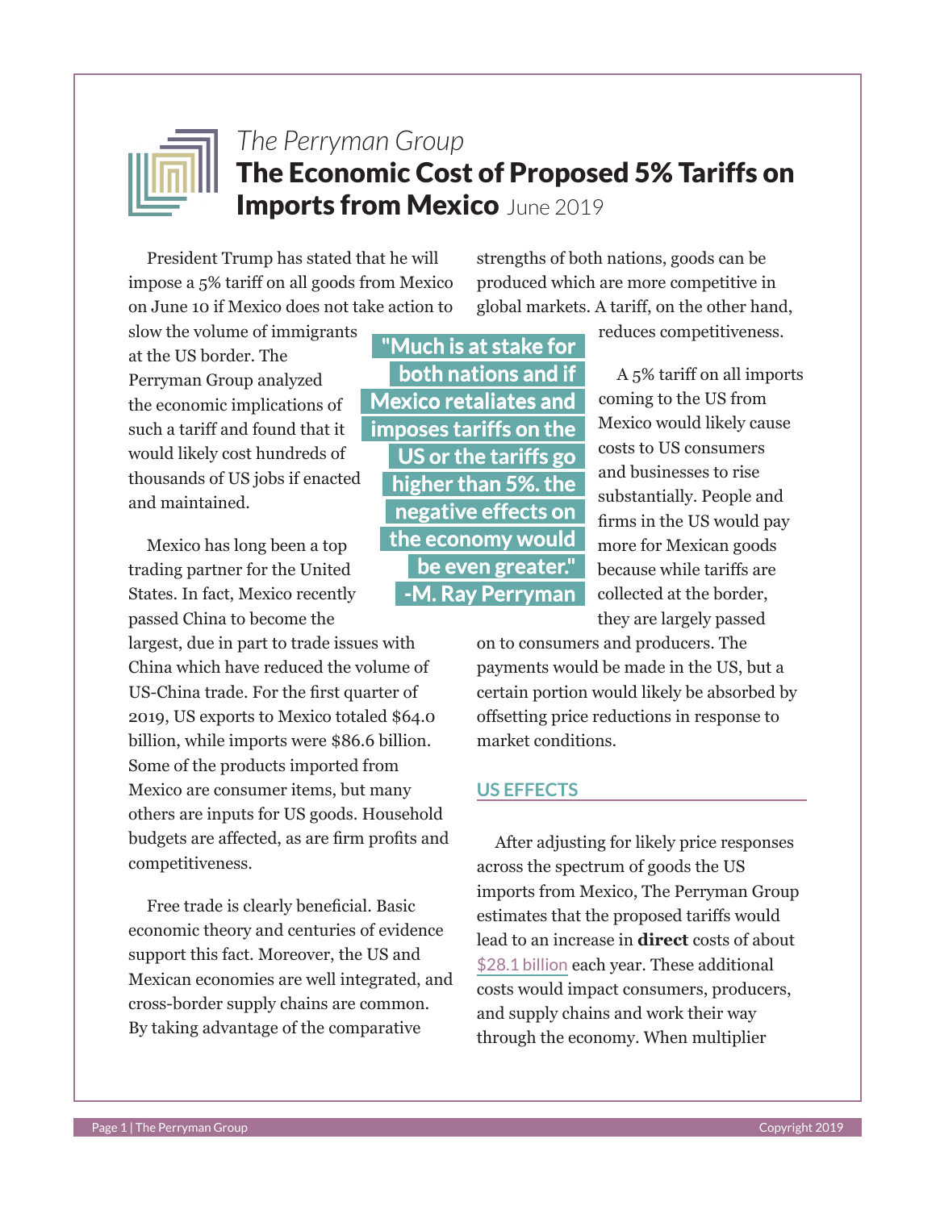The Perryman Group

# The Economic Cost of Proposed 5% Tariffs on Imports from Mexico June 2019

President Trump has stated that he will impose a 5% tariff on all goods from Mexico on June 10 if Mexico does not take action to slow the volume of immigrants at the US border. The Perryman Group analyzed the economic implications of such a tariff and found that it would likely cost hundreds of thousands of US jobs if enacted and maintained.

> "Much is at stake for both nations and if Mexico retaliates and imposes tariffs on the US or the tariffs go higher than 5%. the negative effects on the economy would be even greater." -M. Ray Perryman

Mexico has long been a top trading partner for the United States. In fact, Mexico recently passed China to become the largest, due in part to trade issues with China which have reduced the volume of US-China trade. For the first quarter of 2019, US exports to Mexico totaled $64.0 billion, while imports were $86.6 billion. Some of the products imported from Mexico are consumer items, but many others are inputs for US goods. Household budgets are affected, as are firm profits and competitiveness.

Free trade is clearly beneficial. Basic economic theory and centuries of evidence support this fact. Moreover, the US and Mexican economies are well integrated, and cross-border supply chains are common. By taking advantage of the comparative strengths of both nations, goods can be produced which are more competitive in global markets. A tariff, on the other hand, reduces competitiveness.

A 5% tariff on all imports coming to the US from Mexico would likely cause costs to US consumers and businesses to rise substantially. People and firms in the US would pay more for Mexican goods because while tariffs are collected at the border, they are largely passed on to consumers and producers. The payments would be made in the US, but a certain portion would likely be absorbed by offsetting price reductions in response to market conditions.

## US EFFECTS

After adjusting for likely price responses across the spectrum of goods the US imports from Mexico, The Perryman Group estimates that the proposed tariffs would lead to an increase in **direct** costs of about $28.1 billion each year. These additional costs would impact consumers, producers, and supply chains and work their way through the economy. When multiplier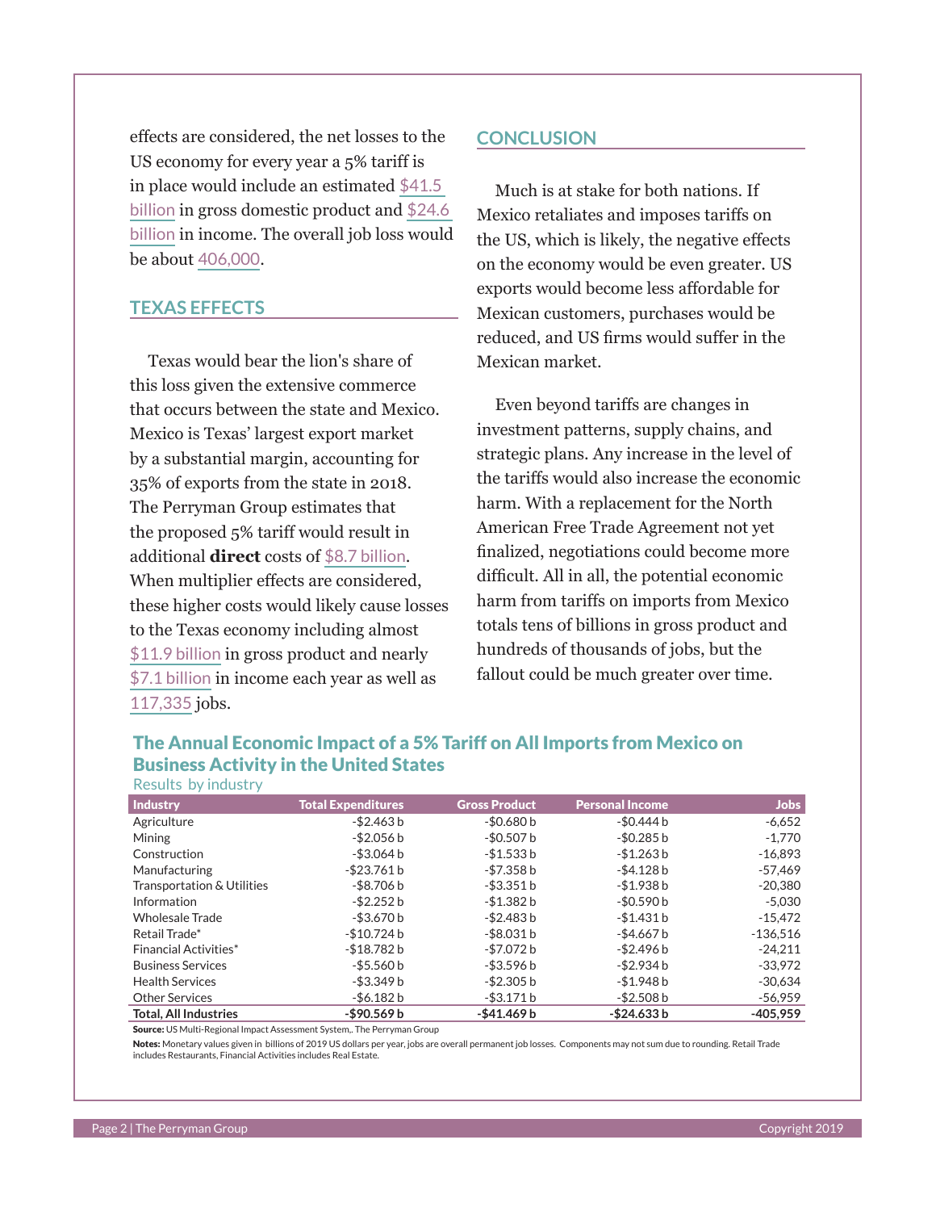effects are considered, the net losses to the US economy for every year a 5% tariff is in place would include an estimated $41.5 billion in gross domestic product and $24.6 billion in income. The overall job loss would be about 406,000.

## TEXAS EFFECTS

Texas would bear the lion's share of this loss given the extensive commerce that occurs between the state and Mexico. Mexico is Texas' largest export market by a substantial margin, accounting for 35% of exports from the state in 2018. The Perryman Group estimates that the proposed 5% tariff would result in additional **direct** costs of $8.7 billion. When multiplier effects are considered, these higher costs would likely cause losses to the Texas economy including almost $11.9 billion in gross product and nearly $7.1 billion in income each year as well as 117,335 jobs.

## CONCLUSION

Much is at stake for both nations. If Mexico retaliates and imposes tariffs on the US, which is likely, the negative effects on the economy would be even greater. US exports would become less affordable for Mexican customers, purchases would be reduced, and US firms would suffer in the Mexican market.

Even beyond tariffs are changes in investment patterns, supply chains, and strategic plans. Any increase in the level of the tariffs would also increase the economic harm. With a replacement for the North American Free Trade Agreement not yet finalized, negotiations could become more difficult. All in all, the potential economic harm from tariffs on imports from Mexico totals tens of billions in gross product and hundreds of thousands of jobs, but the fallout could be much greater over time.

### The Annual Economic Impact of a 5% Tariff on All Imports from Mexico on Business Activity in the United States

Results by industry

| Industry | Total Expenditures | Gross Product | Personal Income | Jobs |
|---|---|---|---|---|
| Agriculture | -$2.463 b | -$0.680 b | -$0.444 b | -6,652 |
| Mining | -$2.056 b | -$0.507 b | -$0.285 b | -1,770 |
| Construction | -$3.064 b | -$1.533 b | -$1.263 b | -16,893 |
| Manufacturing | -$23.761 b | -$7.358 b | -$4.128 b | -57,469 |
| Transportation & Utilities | -$8.706 b | -$3.351 b | -$1.938 b | -20,380 |
| Information | -$2.252 b | -$1.382 b | -$0.590 b | -5,030 |
| Wholesale Trade | -$3.670 b | -$2.483 b | -$1.431 b | -15,472 |
| Retail Trade* | -$10.724 b | -$8.031 b | -$4.667 b | -136,516 |
| Financial Activities* | -$18.782 b | -$7.072 b | -$2.496 b | -24,211 |
| Business Services | -$5.560 b | -$3.596 b | -$2.934 b | -33,972 |
| Health Services | -$3.349 b | -$2.305 b | -$1.948 b | -30,634 |
| Other Services | -$6.182 b | -$3.171 b | -$2.508 b | -56,959 |
| **Total, All Industries** | **-$90.569 b** | **-$41.469 b** | **-$24.633 b** | **-405,959** |

**Source:** US Multi-Regional Impact Assessment System,. The Perryman Group

**Notes:** Monetary values given in billions of 2019 US dollars per year, jobs are overall permanent job losses. Components may not sum due to rounding. Retail Trade includes Restaurants, Financial Activities includes Real Estate.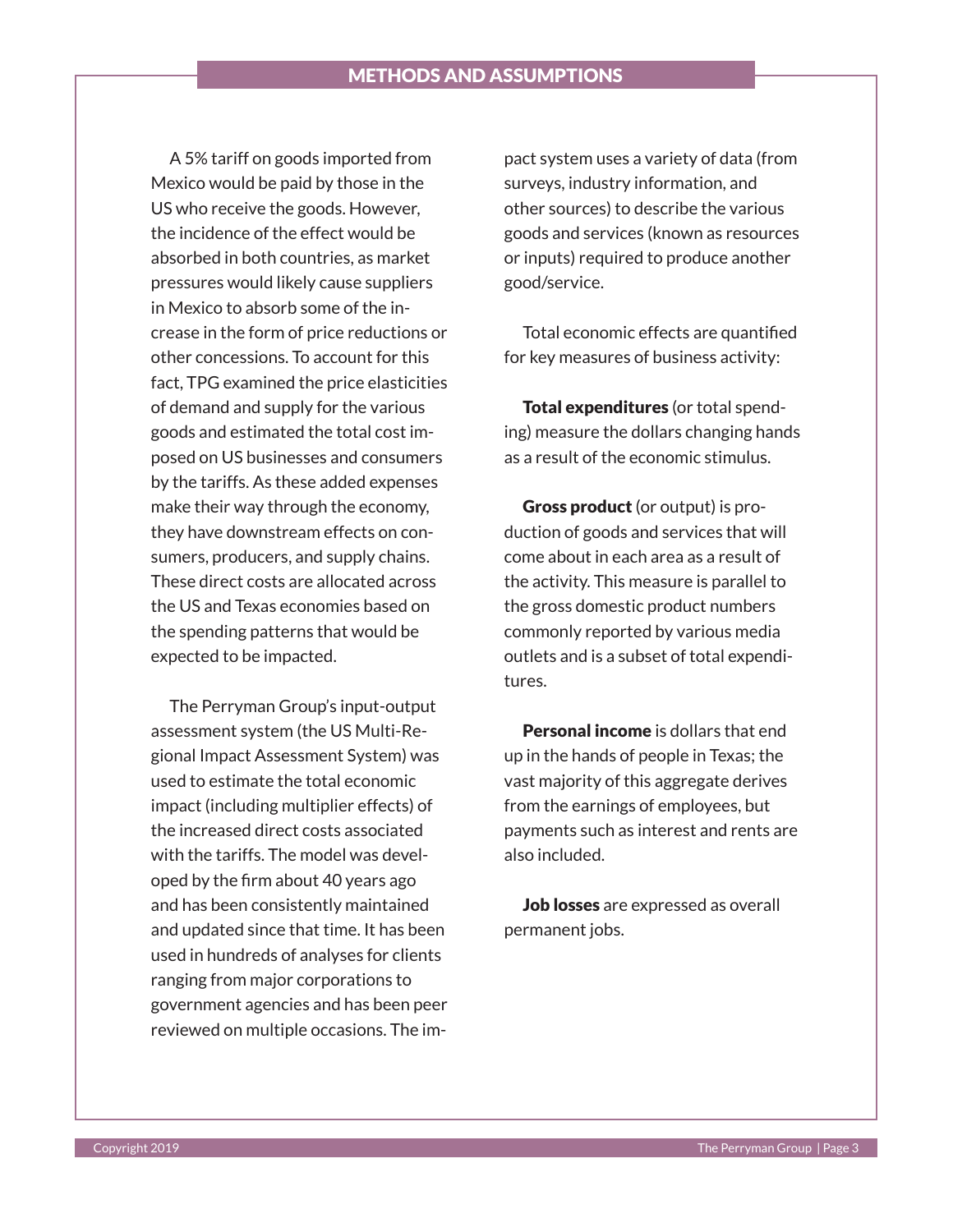## METHODS AND ASSUMPTIONS

A 5% tariff on goods imported from Mexico would be paid by those in the US who receive the goods. However, the incidence of the effect would be absorbed in both countries, as market pressures would likely cause suppliers in Mexico to absorb some of the increase in the form of price reductions or other concessions. To account for this fact, TPG examined the price elasticities of demand and supply for the various goods and estimated the total cost imposed on US businesses and consumers by the tariffs. As these added expenses make their way through the economy, they have downstream effects on consumers, producers, and supply chains. These direct costs are allocated across the US and Texas economies based on the spending patterns that would be expected to be impacted.

The Perryman Group's input-output assessment system (the US Multi-Regional Impact Assessment System) was used to estimate the total economic impact (including multiplier effects) of the increased direct costs associated with the tariffs. The model was developed by the firm about 40 years ago and has been consistently maintained and updated since that time. It has been used in hundreds of analyses for clients ranging from major corporations to government agencies and has been peer reviewed on multiple occasions. The impact system uses a variety of data (from surveys, industry information, and other sources) to describe the various goods and services (known as resources or inputs) required to produce another good/service.

Total economic effects are quantified for key measures of business activity:

**Total expenditures** (or total spending) measure the dollars changing hands as a result of the economic stimulus.

**Gross product** (or output) is production of goods and services that will come about in each area as a result of the activity. This measure is parallel to the gross domestic product numbers commonly reported by various media outlets and is a subset of total expenditures.

**Personal income** is dollars that end up in the hands of people in Texas; the vast majority of this aggregate derives from the earnings of employees, but payments such as interest and rents are also included.

**Job losses** are expressed as overall permanent jobs.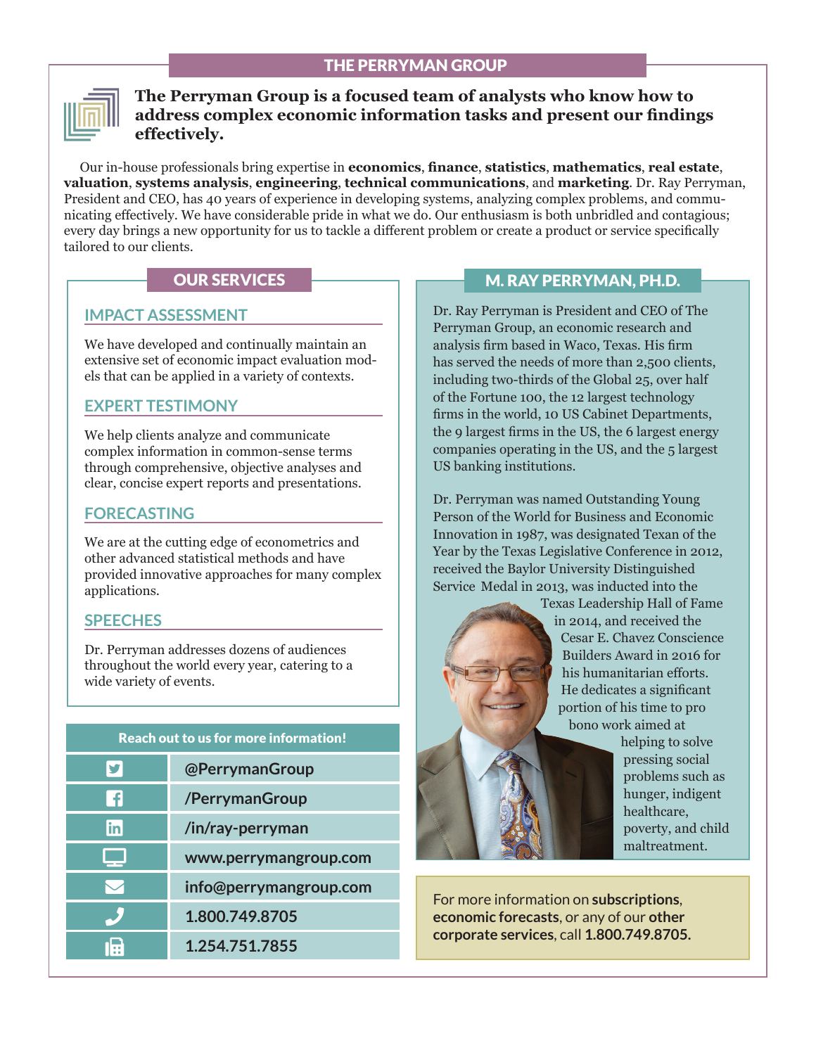# THE PERRYMAN GROUP

**The Perryman Group is a focused team of analysts who know how to address complex economic information tasks and present our findings effectively.**

Our in-house professionals bring expertise in **economics**, **finance**, **statistics**, **mathematics**, **real estate**, **valuation**, **systems analysis**, **engineering**, **technical communications**, and **marketing**. Dr. Ray Perryman, President and CEO, has 40 years of experience in developing systems, analyzing complex problems, and communicating effectively. We have considerable pride in what we do. Our enthusiasm is both unbridled and contagious; every day brings a new opportunity for us to tackle a different problem or create a product or service specifically tailored to our clients.

## OUR SERVICES

### IMPACT ASSESSMENT

We have developed and continually maintain an extensive set of economic impact evaluation models that can be applied in a variety of contexts.

### EXPERT TESTIMONY

We help clients analyze and communicate complex information in common-sense terms through comprehensive, objective analyses and clear, concise expert reports and presentations.

### FORECASTING

We are at the cutting edge of econometrics and other advanced statistical methods and have provided innovative approaches for many complex applications.

### SPEECHES

Dr. Perryman addresses dozens of audiences throughout the world every year, catering to a wide variety of events.

**Reach out to us for more information!**

| | |
|---|---|
| Twitter | @PerrymanGroup |
| Facebook | /PerrymanGroup |
| LinkedIn | /in/ray-perryman |
| Web | www.perrymangroup.com |
| Email | info@perrymangroup.com |
| Phone | 1.800.749.8705 |
| Fax | 1.254.751.7855 |

## M. RAY PERRYMAN, PH.D.

Dr. Ray Perryman is President and CEO of The Perryman Group, an economic research and analysis firm based in Waco, Texas. His firm has served the needs of more than 2,500 clients, including two-thirds of the Global 25, over half of the Fortune 100, the 12 largest technology firms in the world, 10 US Cabinet Departments, the 9 largest firms in the US, the 6 largest energy companies operating in the US, and the 5 largest US banking institutions.

Dr. Perryman was named Outstanding Young Person of the World for Business and Economic Innovation in 1987, was designated Texan of the Year by the Texas Legislative Conference in 2012, received the Baylor University Distinguished Service Medal in 2013, was inducted into the Texas Leadership Hall of Fame in 2014, and received the Cesar E. Chavez Conscience Builders Award in 2016 for his humanitarian efforts. He dedicates a significant portion of his time to pro bono work aimed at helping to solve pressing social problems such as hunger, indigent healthcare, poverty, and child maltreatment.

For more information on **subscriptions**, **economic forecasts**, or any of our **other corporate services**, call **1.800.749.8705.**